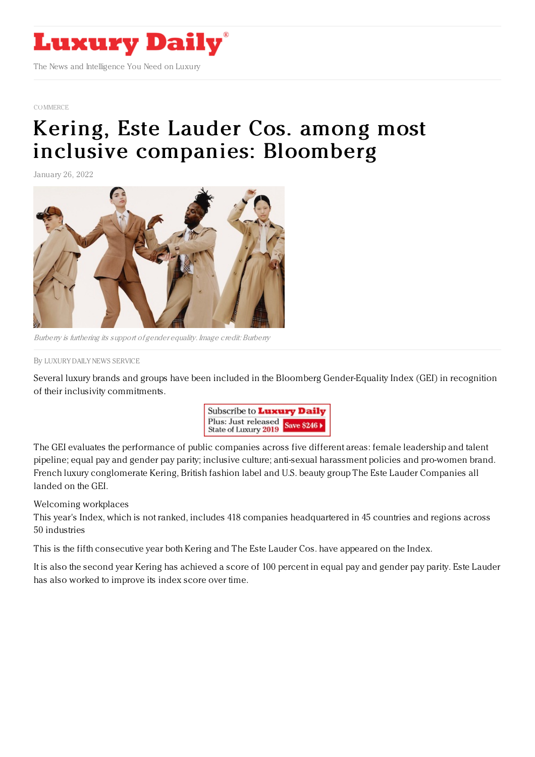# Luxury Daily

The News and Intelligence You Need on Luxury

COMMERCE

# Kering, Este Lauder Cos. among most inclusive companies: Bloomberg

January 26, 2022

*Burberry is furthering its support of gender equality. Image credit: Burberry*

By LUXURY DAILY NEWS SERVICE

Several luxury brands and groups have been included in the Bloomberg Gender-Equality Index (GEI) in recognition of their inclusivity commitments.

Subscribe to **Luxury Daily**
Plus: Just released State of Luxury 2019 **Save $246**

The GEI evaluates the performance of public companies across five different areas: female leadership and talent pipeline; equal pay and gender pay parity; inclusive culture; anti-sexual harassment policies and pro-women brand. French luxury conglomerate Kering, British fashion label and U.S. beauty group The Este Lauder Companies all landed on the GEI.

Welcoming workplaces

This year's Index, which is not ranked, includes 418 companies headquartered in 45 countries and regions across 50 industries

This is the fifth consecutive year both Kering and The Este Lauder Cos. have appeared on the Index.

It is also the second year Kering has achieved a score of 100 percent in equal pay and gender pay parity. Este Lauder has also worked to improve its index score over time.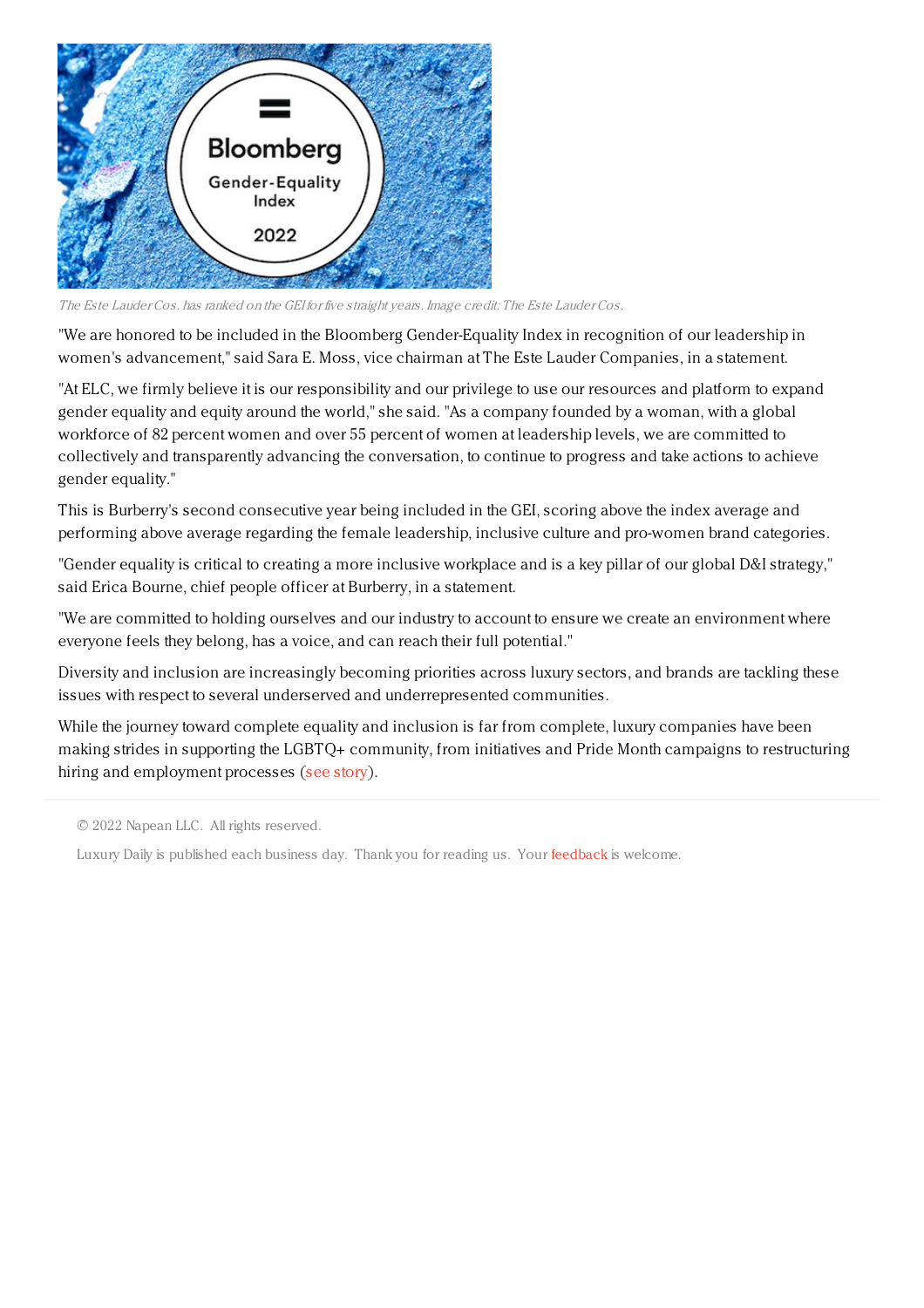*The Este Lauder Cos. has ranked on the GEI for five straight years. Image credit: The Este Lauder Cos.*

"We are honored to be included in the Bloomberg Gender-Equality Index in recognition of our leadership in women's advancement," said Sara E. Moss, vice chairman at The Este Lauder Companies, in a statement.

"At ELC, we firmly believe it is our responsibility and our privilege to use our resources and platform to expand gender equality and equity around the world," she said. "As a company founded by a woman, with a global workforce of 82 percent women and over 55 percent of women at leadership levels, we are committed to collectively and transparently advancing the conversation, to continue to progress and take actions to achieve gender equality."

This is Burberry's second consecutive year being included in the GEI, scoring above the index average and performing above average regarding the female leadership, inclusive culture and pro-women brand categories.

"Gender equality is critical to creating a more inclusive workplace and is a key pillar of our global D&I strategy," said Erica Bourne, chief people officer at Burberry, in a statement.

"We are committed to holding ourselves and our industry to account to ensure we create an environment where everyone feels they belong, has a voice, and can reach their full potential."

Diversity and inclusion are increasingly becoming priorities across luxury sectors, and brands are tackling these issues with respect to several underserved and underrepresented communities.

While the journey toward complete equality and inclusion is far from complete, luxury companies have been making strides in supporting the LGBTQ+ community, from initiatives and Pride Month campaigns to restructuring hiring and employment processes (see story).

© 2022 Napean LLC. All rights reserved.

Luxury Daily is published each business day. Thank you for reading us. Your feedback is welcome.